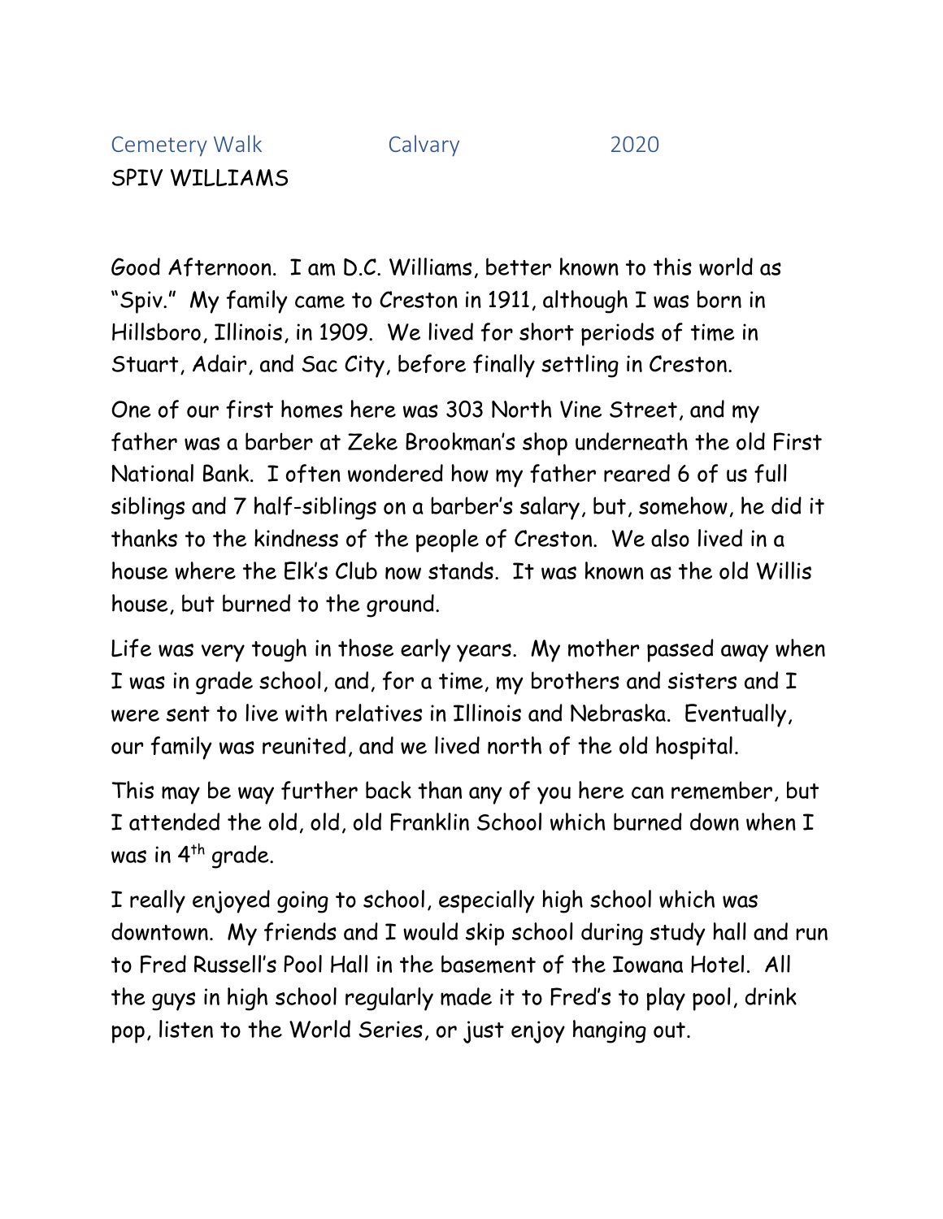Cemetery Walk Calvary 2020

SPIV WILLIAMS

Good Afternoon. I am D.C. Williams, better known to this world as "Spiv." My family came to Creston in 1911, although I was born in Hillsboro, Illinois, in 1909. We lived for short periods of time in Stuart, Adair, and Sac City, before finally settling in Creston.

One of our first homes here was 303 North Vine Street, and my father was a barber at Zeke Brookman's shop underneath the old First National Bank. I often wondered how my father reared 6 of us full siblings and 7 half-siblings on a barber's salary, but, somehow, he did it thanks to the kindness of the people of Creston. We also lived in a house where the Elk's Club now stands. It was known as the old Willis house, but burned to the ground.

Life was very tough in those early years. My mother passed away when I was in grade school, and, for a time, my brothers and sisters and I were sent to live with relatives in Illinois and Nebraska. Eventually, our family was reunited, and we lived north of the old hospital.

This may be way further back than any of you here can remember, but I attended the old, old, old Franklin School which burned down when I was in 4th grade.

I really enjoyed going to school, especially high school which was downtown. My friends and I would skip school during study hall and run to Fred Russell's Pool Hall in the basement of the Iowana Hotel. All the guys in high school regularly made it to Fred's to play pool, drink pop, listen to the World Series, or just enjoy hanging out.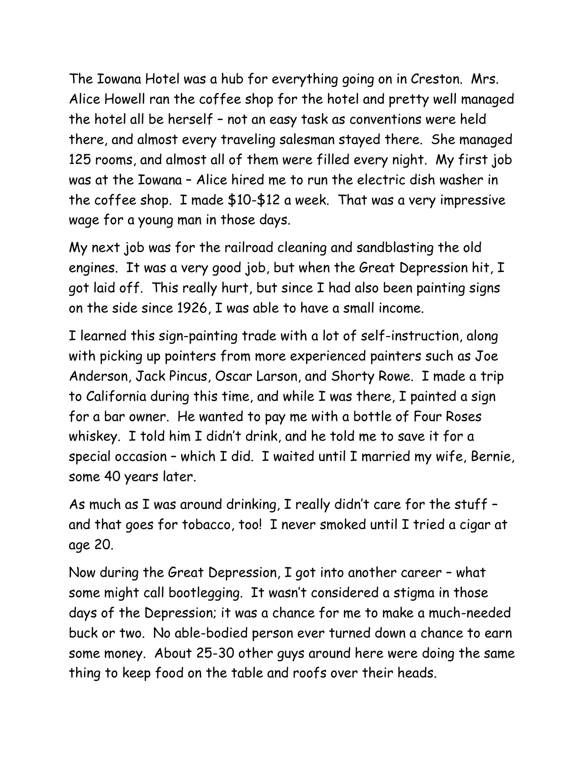The Iowana Hotel was a hub for everything going on in Creston. Mrs. Alice Howell ran the coffee shop for the hotel and pretty well managed the hotel all be herself – not an easy task as conventions were held there, and almost every traveling salesman stayed there. She managed 125 rooms, and almost all of them were filled every night. My first job was at the Iowana – Alice hired me to run the electric dish washer in the coffee shop. I made $10-$12 a week. That was a very impressive wage for a young man in those days.

My next job was for the railroad cleaning and sandblasting the old engines. It was a very good job, but when the Great Depression hit, I got laid off. This really hurt, but since I had also been painting signs on the side since 1926, I was able to have a small income.

I learned this sign-painting trade with a lot of self-instruction, along with picking up pointers from more experienced painters such as Joe Anderson, Jack Pincus, Oscar Larson, and Shorty Rowe. I made a trip to California during this time, and while I was there, I painted a sign for a bar owner. He wanted to pay me with a bottle of Four Roses whiskey. I told him I didn't drink, and he told me to save it for a special occasion – which I did. I waited until I married my wife, Bernie, some 40 years later.

As much as I was around drinking, I really didn't care for the stuff – and that goes for tobacco, too! I never smoked until I tried a cigar at age 20.

Now during the Great Depression, I got into another career – what some might call bootlegging. It wasn't considered a stigma in those days of the Depression; it was a chance for me to make a much-needed buck or two. No able-bodied person ever turned down a chance to earn some money. About 25-30 other guys around here were doing the same thing to keep food on the table and roofs over their heads.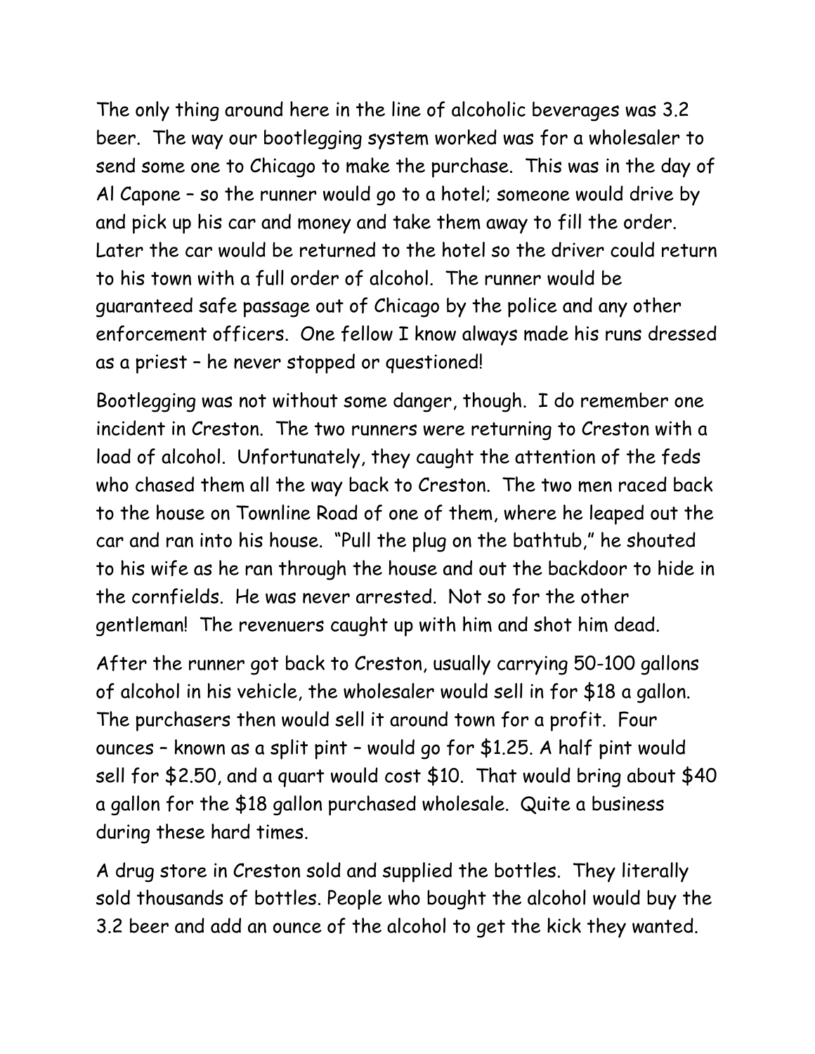The only thing around here in the line of alcoholic beverages was 3.2 beer. The way our bootlegging system worked was for a wholesaler to send some one to Chicago to make the purchase. This was in the day of Al Capone – so the runner would go to a hotel; someone would drive by and pick up his car and money and take them away to fill the order. Later the car would be returned to the hotel so the driver could return to his town with a full order of alcohol. The runner would be guaranteed safe passage out of Chicago by the police and any other enforcement officers. One fellow I know always made his runs dressed as a priest – he never stopped or questioned!

Bootlegging was not without some danger, though. I do remember one incident in Creston. The two runners were returning to Creston with a load of alcohol. Unfortunately, they caught the attention of the feds who chased them all the way back to Creston. The two men raced back to the house on Townline Road of one of them, where he leaped out the car and ran into his house. "Pull the plug on the bathtub," he shouted to his wife as he ran through the house and out the backdoor to hide in the cornfields. He was never arrested. Not so for the other gentleman! The revenuers caught up with him and shot him dead.

After the runner got back to Creston, usually carrying 50-100 gallons of alcohol in his vehicle, the wholesaler would sell in for $18 a gallon. The purchasers then would sell it around town for a profit. Four ounces – known as a split pint – would go for $1.25. A half pint would sell for $2.50, and a quart would cost $10. That would bring about $40 a gallon for the $18 gallon purchased wholesale. Quite a business during these hard times.

A drug store in Creston sold and supplied the bottles. They literally sold thousands of bottles. People who bought the alcohol would buy the 3.2 beer and add an ounce of the alcohol to get the kick they wanted.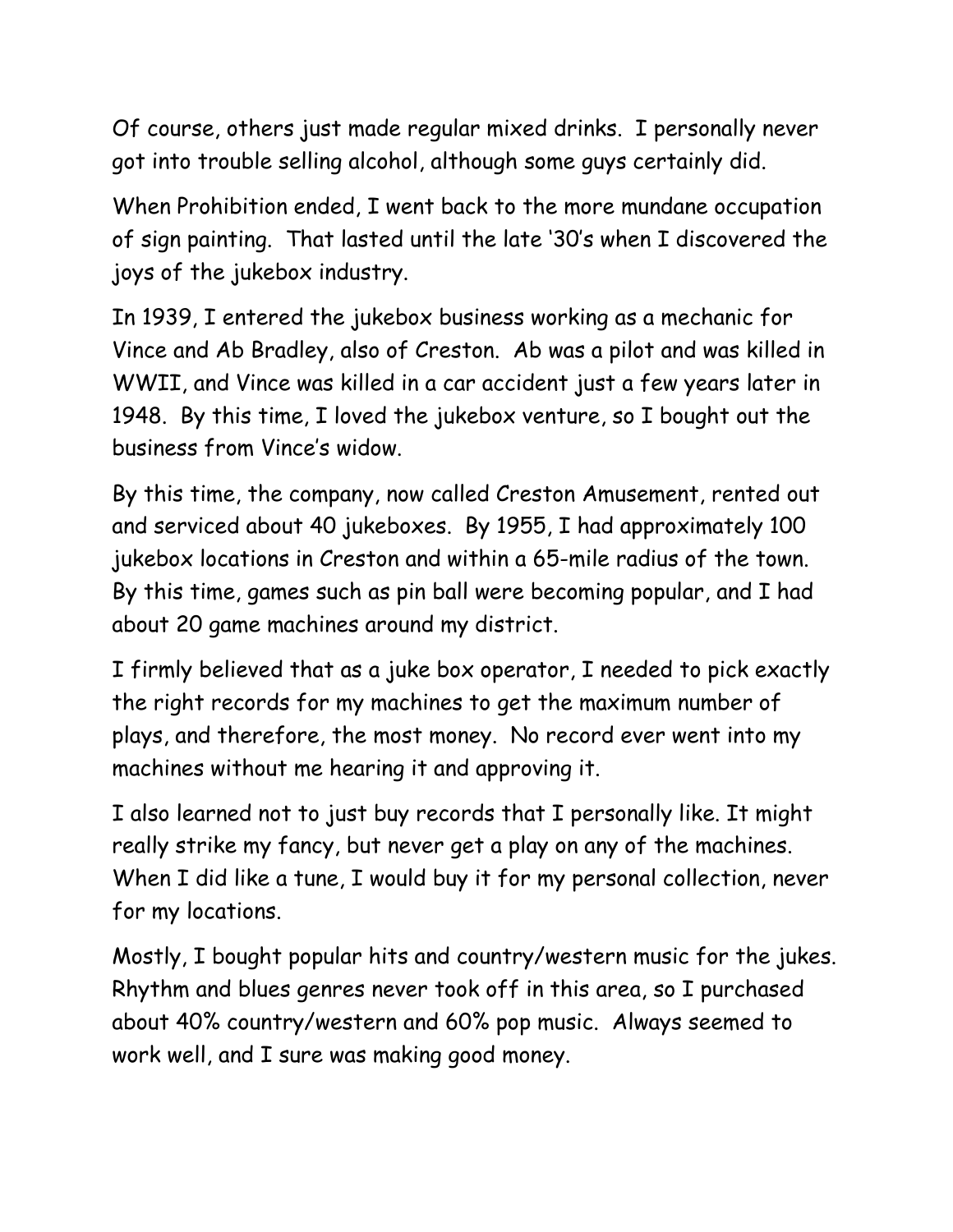Of course, others just made regular mixed drinks. I personally never got into trouble selling alcohol, although some guys certainly did.

When Prohibition ended, I went back to the more mundane occupation of sign painting. That lasted until the late '30's when I discovered the joys of the jukebox industry.

In 1939, I entered the jukebox business working as a mechanic for Vince and Ab Bradley, also of Creston. Ab was a pilot and was killed in WWII, and Vince was killed in a car accident just a few years later in 1948. By this time, I loved the jukebox venture, so I bought out the business from Vince's widow.

By this time, the company, now called Creston Amusement, rented out and serviced about 40 jukeboxes. By 1955, I had approximately 100 jukebox locations in Creston and within a 65-mile radius of the town. By this time, games such as pin ball were becoming popular, and I had about 20 game machines around my district.

I firmly believed that as a juke box operator, I needed to pick exactly the right records for my machines to get the maximum number of plays, and therefore, the most money. No record ever went into my machines without me hearing it and approving it.

I also learned not to just buy records that I personally like. It might really strike my fancy, but never get a play on any of the machines. When I did like a tune, I would buy it for my personal collection, never for my locations.

Mostly, I bought popular hits and country/western music for the jukes. Rhythm and blues genres never took off in this area, so I purchased about 40% country/western and 60% pop music. Always seemed to work well, and I sure was making good money.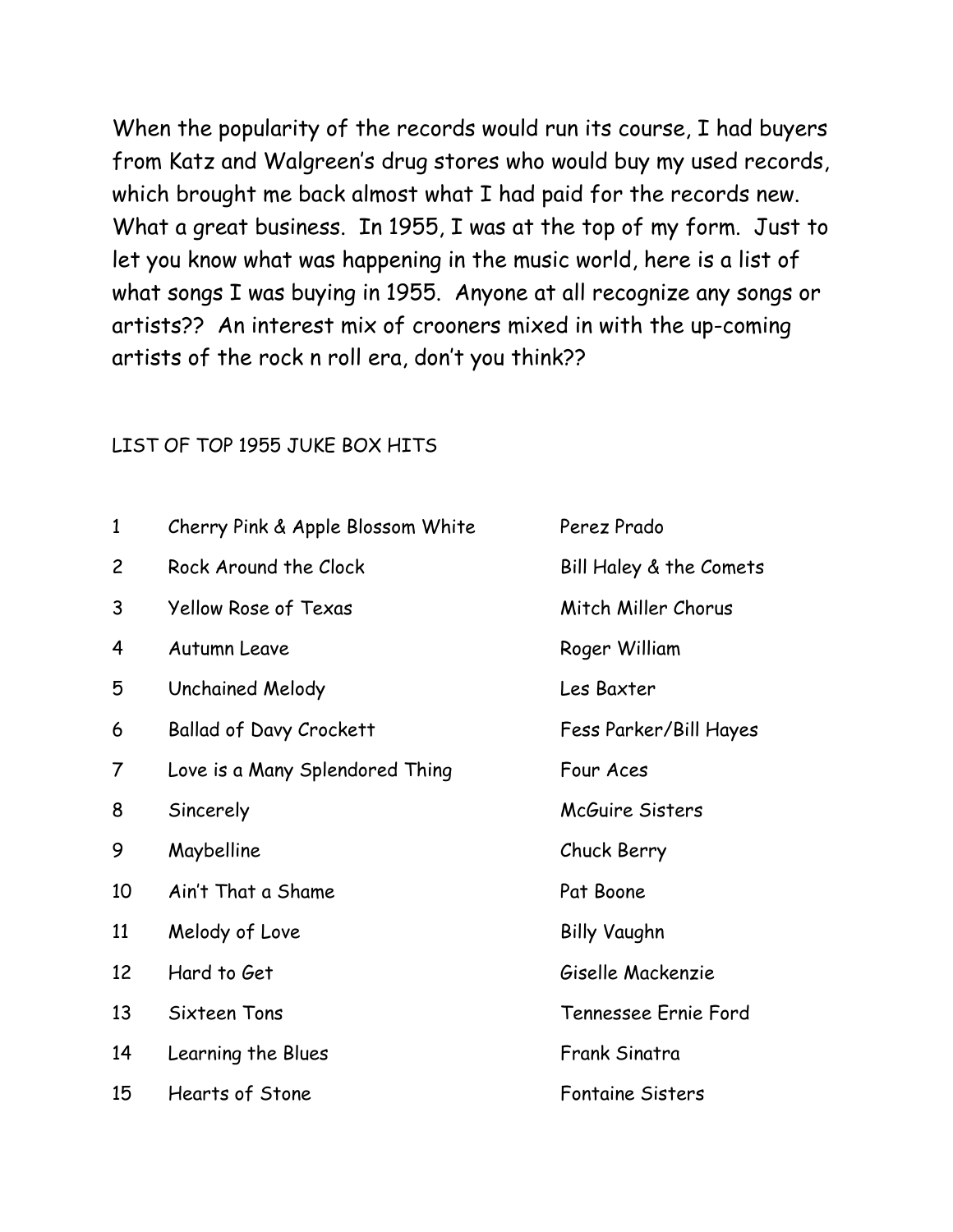When the popularity of the records would run its course, I had buyers from Katz and Walgreen's drug stores who would buy my used records, which brought me back almost what I had paid for the records new. What a great business. In 1955, I was at the top of my form. Just to let you know what was happening in the music world, here is a list of what songs I was buying in 1955. Anyone at all recognize any songs or artists?? An interest mix of crooners mixed in with the up-coming artists of the rock n roll era, don't you think??

LIST OF TOP 1955 JUKE BOX HITS

| | | |
|---|---|---|
| 1 | Cherry Pink & Apple Blossom White | Perez Prado |
| 2 | Rock Around the Clock | Bill Haley & the Comets |
| 3 | Yellow Rose of Texas | Mitch Miller Chorus |
| 4 | Autumn Leave | Roger William |
| 5 | Unchained Melody | Les Baxter |
| 6 | Ballad of Davy Crockett | Fess Parker/Bill Hayes |
| 7 | Love is a Many Splendored Thing | Four Aces |
| 8 | Sincerely | McGuire Sisters |
| 9 | Maybelline | Chuck Berry |
| 10 | Ain't That a Shame | Pat Boone |
| 11 | Melody of Love | Billy Vaughn |
| 12 | Hard to Get | Giselle Mackenzie |
| 13 | Sixteen Tons | Tennessee Ernie Ford |
| 14 | Learning the Blues | Frank Sinatra |
| 15 | Hearts of Stone | Fontaine Sisters |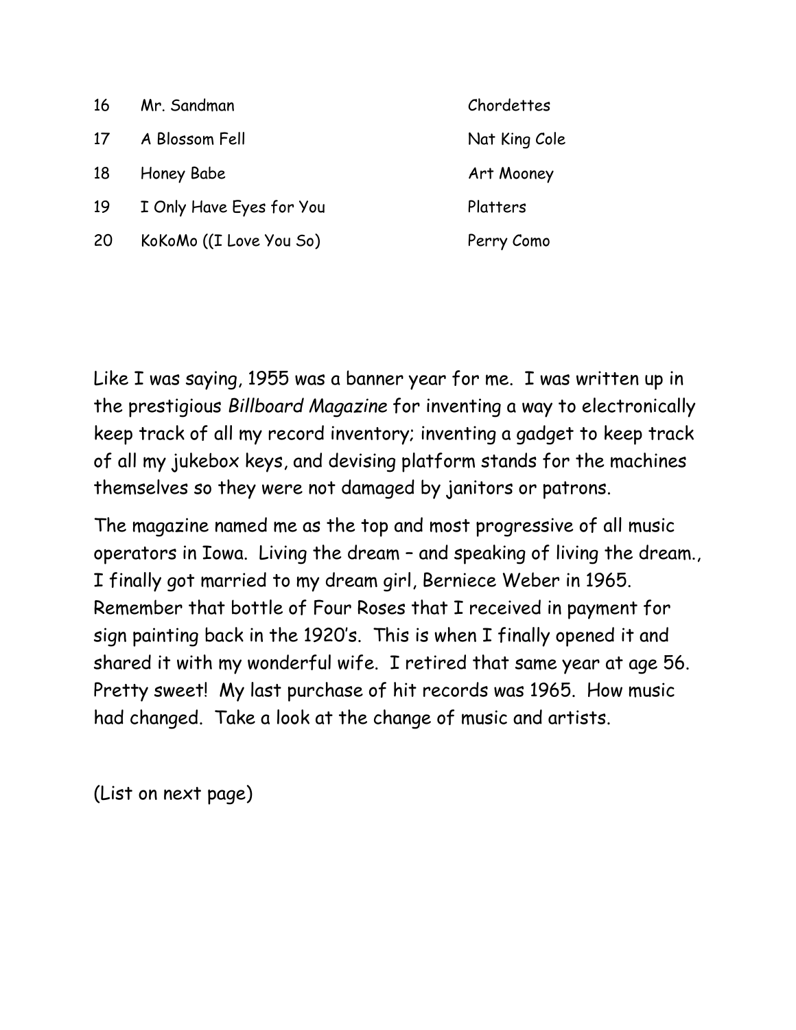| | | |
|---|---|---|
| 16 | Mr. Sandman | Chordettes |
| 17 | A Blossom Fell | Nat King Cole |
| 18 | Honey Babe | Art Mooney |
| 19 | I Only Have Eyes for You | Platters |
| 20 | KoKoMo ((I Love You So) | Perry Como |

Like I was saying, 1955 was a banner year for me. I was written up in the prestigious *Billboard Magazine* for inventing a way to electronically keep track of all my record inventory; inventing a gadget to keep track of all my jukebox keys, and devising platform stands for the machines themselves so they were not damaged by janitors or patrons.

The magazine named me as the top and most progressive of all music operators in Iowa. Living the dream – and speaking of living the dream., I finally got married to my dream girl, Berniece Weber in 1965. Remember that bottle of Four Roses that I received in payment for sign painting back in the 1920's. This is when I finally opened it and shared it with my wonderful wife. I retired that same year at age 56. Pretty sweet! My last purchase of hit records was 1965. How music had changed. Take a look at the change of music and artists.

(List on next page)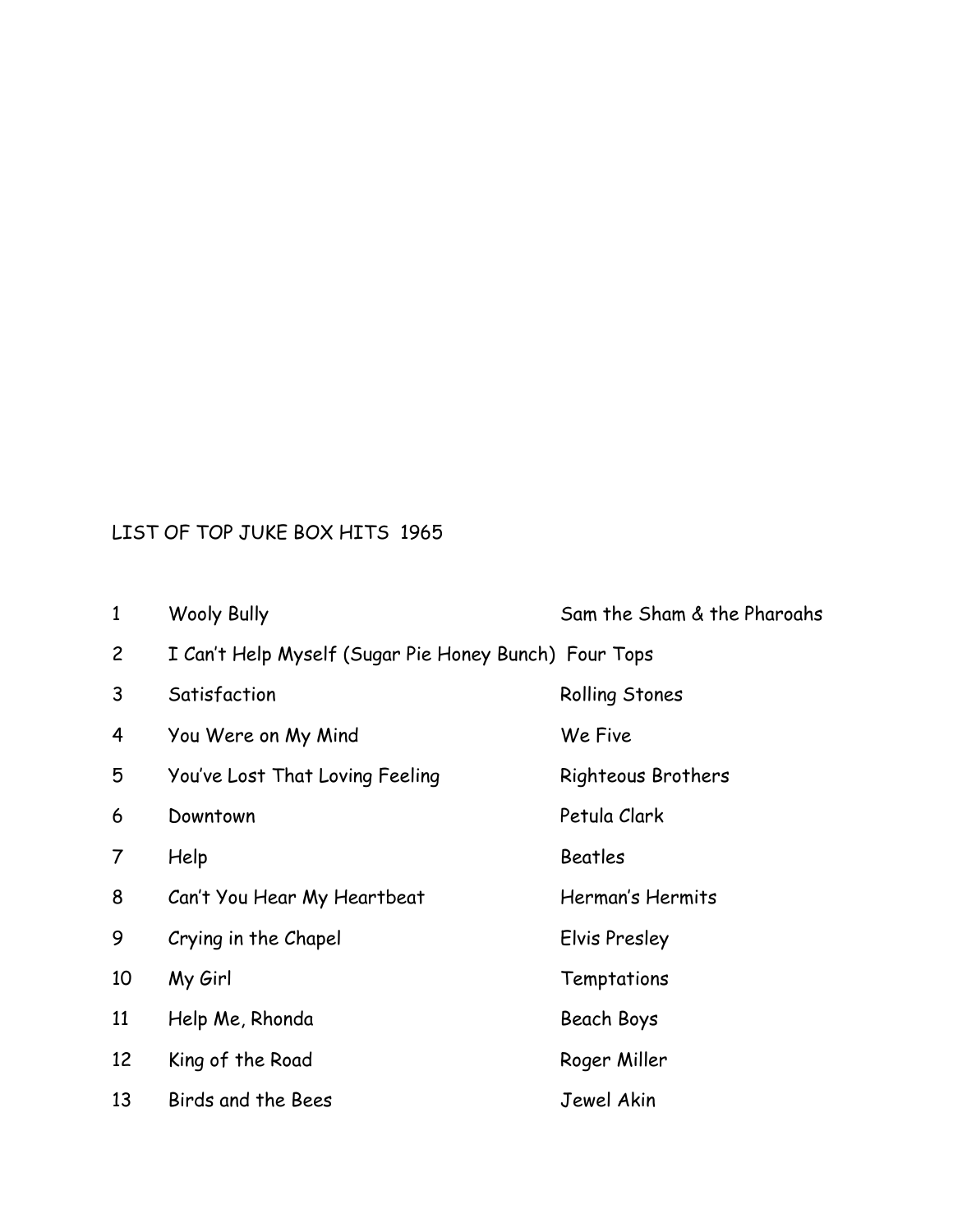LIST OF TOP JUKE BOX HITS 1965

| | | |
|---|---|---|
| 1 | Wooly Bully | Sam the Sham & the Pharoahs |
| 2 | I Can't Help Myself (Sugar Pie Honey Bunch) | Four Tops |
| 3 | Satisfaction | Rolling Stones |
| 4 | You Were on My Mind | We Five |
| 5 | You've Lost That Loving Feeling | Righteous Brothers |
| 6 | Downtown | Petula Clark |
| 7 | Help | Beatles |
| 8 | Can't You Hear My Heartbeat | Herman's Hermits |
| 9 | Crying in the Chapel | Elvis Presley |
| 10 | My Girl | Temptations |
| 11 | Help Me, Rhonda | Beach Boys |
| 12 | King of the Road | Roger Miller |
| 13 | Birds and the Bees | Jewel Akin |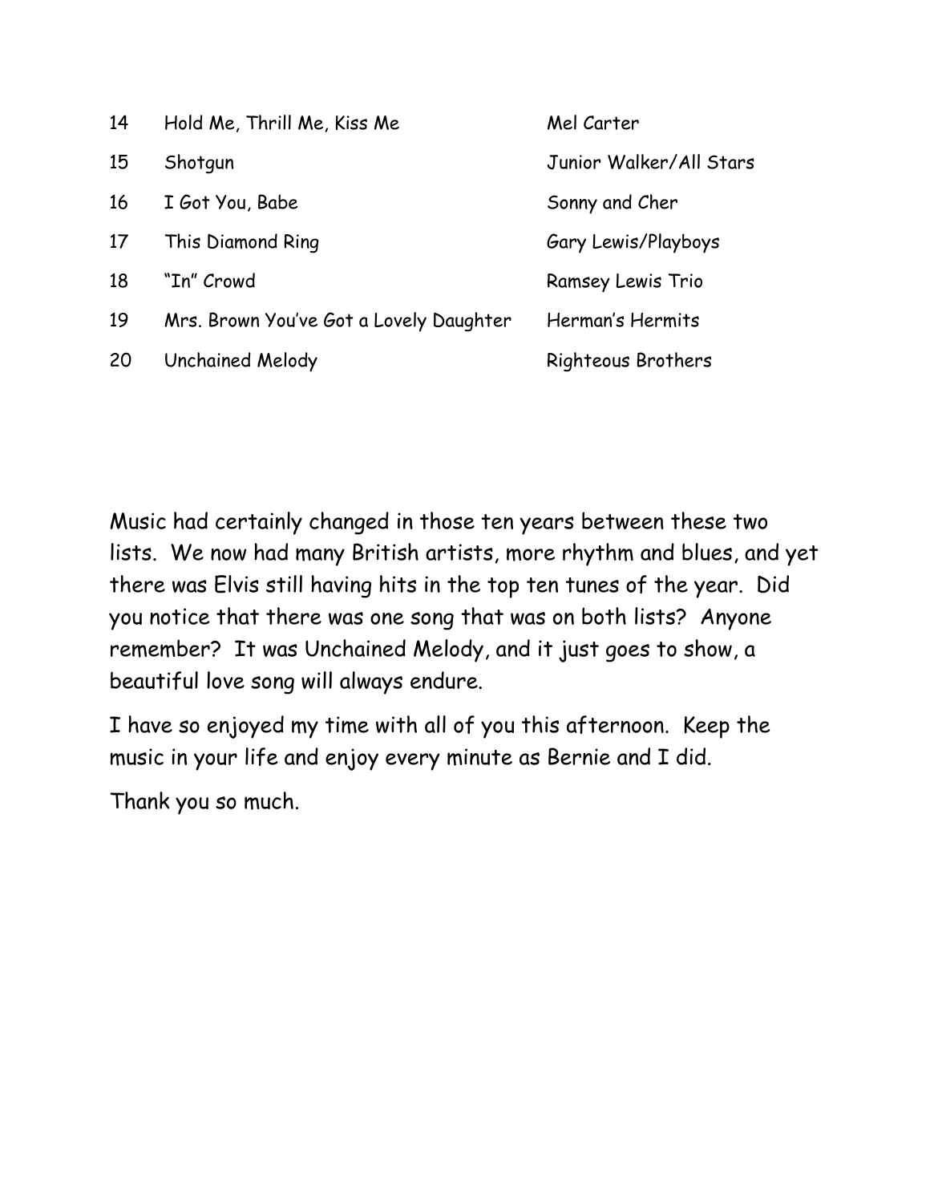| | | |
|---|---|---|
| 14 | Hold Me, Thrill Me, Kiss Me | Mel Carter |
| 15 | Shotgun | Junior Walker/All Stars |
| 16 | I Got You, Babe | Sonny and Cher |
| 17 | This Diamond Ring | Gary Lewis/Playboys |
| 18 | "In" Crowd | Ramsey Lewis Trio |
| 19 | Mrs. Brown You've Got a Lovely Daughter | Herman's Hermits |
| 20 | Unchained Melody | Righteous Brothers |

Music had certainly changed in those ten years between these two lists. We now had many British artists, more rhythm and blues, and yet there was Elvis still having hits in the top ten tunes of the year. Did you notice that there was one song that was on both lists? Anyone remember? It was Unchained Melody, and it just goes to show, a beautiful love song will always endure.

I have so enjoyed my time with all of you this afternoon. Keep the music in your life and enjoy every minute as Bernie and I did.

Thank you so much.